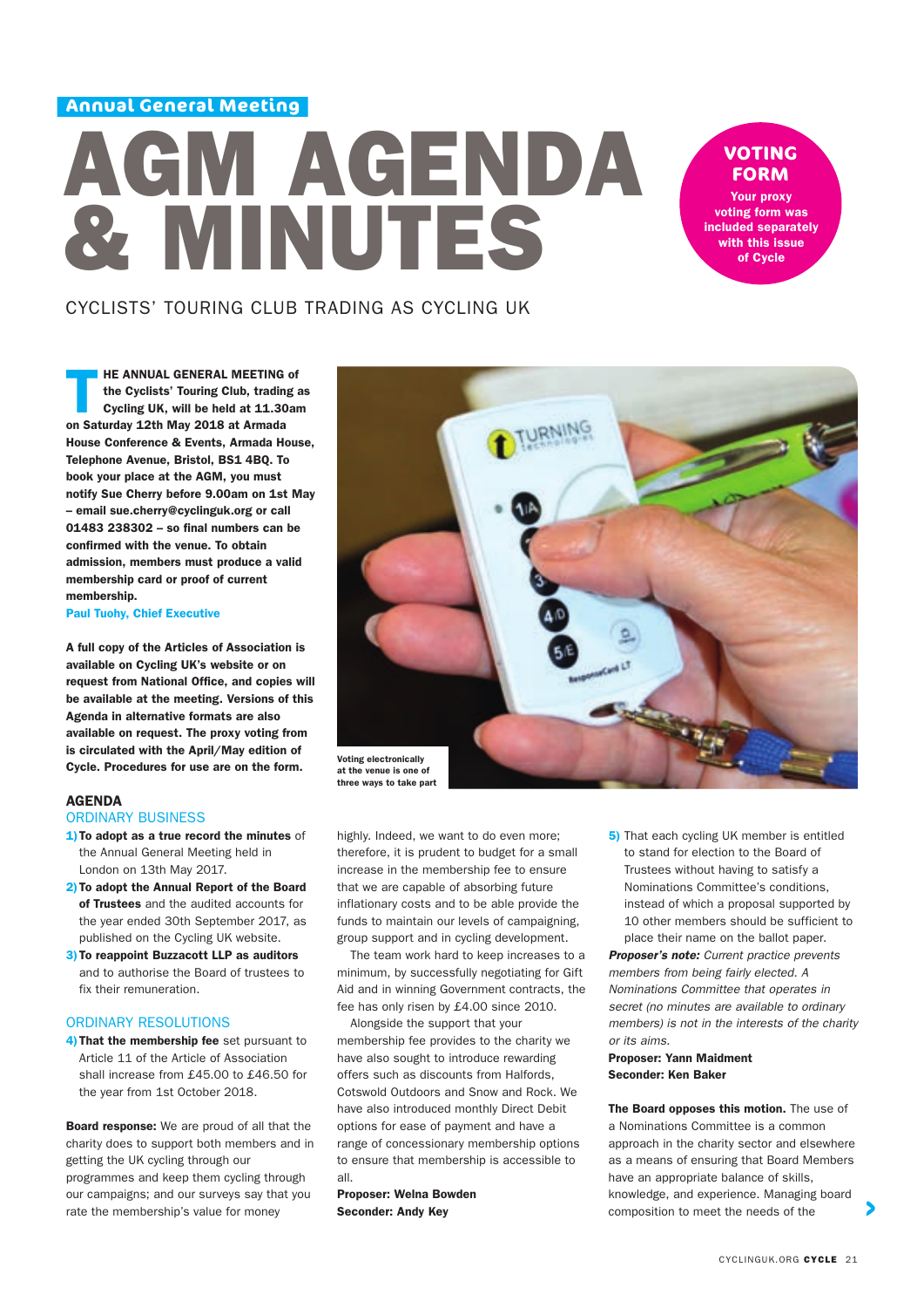Annual General Meeting

# AGM AGENDA & MINUTES

**VOTING FORM**

**Your proxy voting form was included separately with this issue of Cycle**

CYCLISTS' TOURING CLUB TRADING AS CYCLING UK

**THE ANNUAL GENERAL MEETING of the Cyclists' Touring Club, trading as Cycling UK, will be held at 11.30am on Saturday 12th May 2018 at Armada House Conference & Events, Armada House, Telephone Avenue, Bristol, BS1 4BQ. To book your place at the AGM, you must notify Sue Cherry before 9.00am on 1st May – email sue.cherry@cyclinguk.org or call 01483 238302 – so final numbers can be confirmed with the venue. To obtain admission, members must produce a valid membership card or proof of current membership.**

**Paul Tuohy, Chief Executive**

**A full copy of the Articles of Association is available on Cycling UK's website or on request from National Office, and copies will be available at the meeting. Versions of this Agenda in alternative formats are also available on request. The proxy voting from is circulated with the April/May edition of Cycle. Procedures for use are on the form.**

Voting electronically at the venue is one of three ways to take part

### AGENDA

#### ORDINARY BUSINESS

1) **To adopt as a true record the minutes** of the Annual General Meeting held in London on 13th May 2017.
2) **To adopt the Annual Report of the Board of Trustees** and the audited accounts for the year ended 30th September 2017, as published on the Cycling UK website.
3) **To reappoint Buzzacott LLP as auditors** and to authorise the Board of trustees to fix their remuneration.

#### ORDINARY RESOLUTIONS

4) **That the membership fee** set pursuant to Article 11 of the Article of Association shall increase from £45.00 to £46.50 for the year from 1st October 2018.

**Board response:** We are proud of all that the charity does to support both members and in getting the UK cycling through our programmes and keep them cycling through our campaigns; and our surveys say that you rate the membership's value for money highly. Indeed, we want to do even more; therefore, it is prudent to budget for a small increase in the membership fee to ensure that we are capable of absorbing future inflationary costs and to be able provide the funds to maintain our levels of campaigning, group support and in cycling development.

The team work hard to keep increases to a minimum, by successfully negotiating for Gift Aid and in winning Government contracts, the fee has only risen by £4.00 since 2010.

Alongside the support that your membership fee provides to the charity we have also sought to introduce rewarding offers such as discounts from Halfords, Cotswold Outdoors and Snow and Rock. We have also introduced monthly Direct Debit options for ease of payment and have a range of concessionary membership options to ensure that membership is accessible to all.

**Proposer: Welna Bowden**
**Seconder: Andy Key**

5) That each cycling UK member is entitled to stand for election to the Board of Trustees without having to satisfy a Nominations Committee's conditions, instead of which a proposal supported by 10 other members should be sufficient to place their name on the ballot paper.

***Proposer's note:*** *Current practice prevents members from being fairly elected. A Nominations Committee that operates in secret (no minutes are available to ordinary members) is not in the interests of the charity or its aims.*

**Proposer: Yann Maidment**
**Seconder: Ken Baker**

**The Board opposes this motion.** The use of a Nominations Committee is a common approach in the charity sector and elsewhere as a means of ensuring that Board Members have an appropriate balance of skills, knowledge, and experience. Managing board composition to meet the needs of the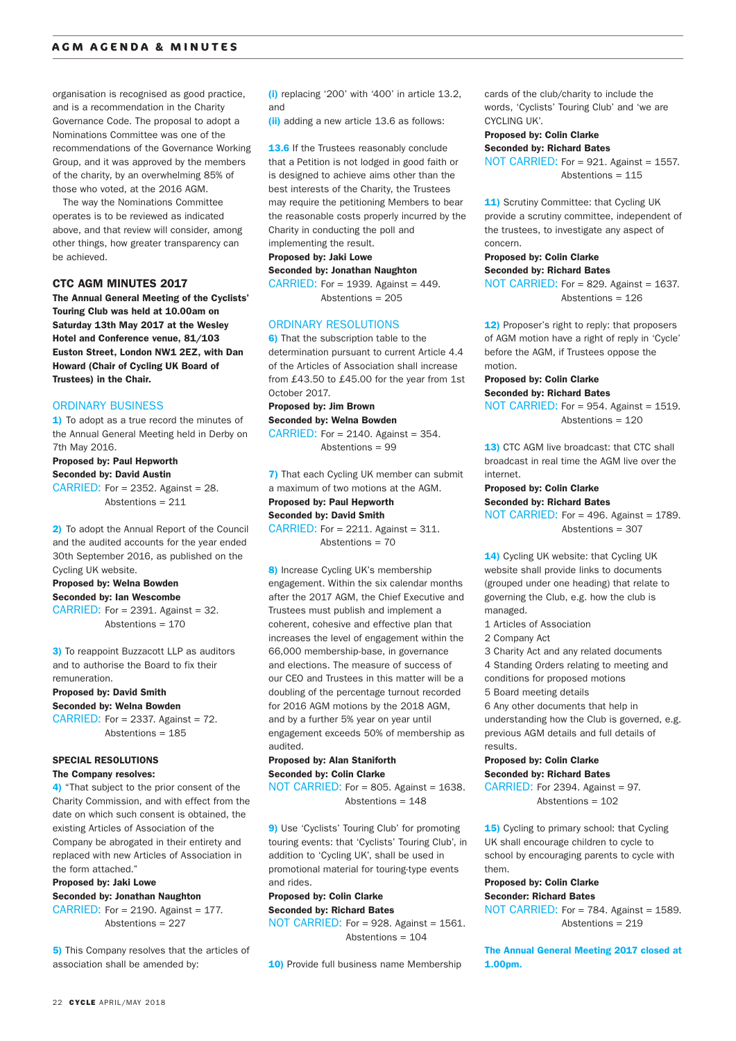organisation is recognised as good practice, and is a recommendation in the Charity Governance Code. The proposal to adopt a Nominations Committee was one of the recommendations of the Governance Working Group, and it was approved by the members of the charity, by an overwhelming 85% of those who voted, at the 2016 AGM.

The way the Nominations Committee operates is to be reviewed as indicated above, and that review will consider, among other things, how greater transparency can be achieved.

## CTC AGM MINUTES 2017

**The Annual General Meeting of the Cyclists' Touring Club was held at 10.00am on Saturday 13th May 2017 at the Wesley Hotel and Conference venue, 81/103 Euston Street, London NW1 2EZ, with Dan Howard (Chair of Cycling UK Board of Trustees) in the Chair.**

### ORDINARY BUSINESS

**1)** To adopt as a true record the minutes of the Annual General Meeting held in Derby on 7th May 2016.
**Proposed by: Paul Hepworth**
**Seconded by: David Austin**
CARRIED: For = 2352. Against = 28. Abstentions = 211

**2)** To adopt the Annual Report of the Council and the audited accounts for the year ended 30th September 2016, as published on the Cycling UK website.
**Proposed by: Welna Bowden**
**Seconded by: Ian Wescombe**
CARRIED: For = 2391. Against = 32. Abstentions = 170

**3)** To reappoint Buzzacott LLP as auditors and to authorise the Board to fix their remuneration.
**Proposed by: David Smith**
**Seconded by: Welna Bowden**
CARRIED: For = 2337. Against = 72. Abstentions = 185

### SPECIAL RESOLUTIONS

**The Company resolves:**

**4)** "That subject to the prior consent of the Charity Commission, and with effect from the date on which such consent is obtained, the existing Articles of Association of the Company be abrogated in their entirety and replaced with new Articles of Association in the form attached."
**Proposed by: Jaki Lowe**
**Seconded by: Jonathan Naughton**
CARRIED: For = 2190. Against = 177. Abstentions = 227

**5)** This Company resolves that the articles of association shall be amended by:

**(i)** replacing '200' with '400' in article 13.2, and
**(ii)** adding a new article 13.6 as follows:

**13.6** If the Trustees reasonably conclude that a Petition is not lodged in good faith or is designed to achieve aims other than the best interests of the Charity, the Trustees may require the petitioning Members to bear the reasonable costs properly incurred by the Charity in conducting the poll and implementing the result.
**Proposed by: Jaki Lowe**
**Seconded by: Jonathan Naughton**
CARRIED: For = 1939. Against = 449. Abstentions = 205

### ORDINARY RESOLUTIONS

**6)** That the subscription table to the determination pursuant to current Article 4.4 of the Articles of Association shall increase from £43.50 to £45.00 for the year from 1st October 2017.
**Proposed by: Jim Brown**
**Seconded by: Welna Bowden**
CARRIED: For = 2140. Against = 354. Abstentions = 99

**7)** That each Cycling UK member can submit a maximum of two motions at the AGM.
**Proposed by: Paul Hepworth**
**Seconded by: David Smith**
CARRIED: For = 2211. Against = 311. Abstentions = 70

**8)** Increase Cycling UK's membership engagement. Within the six calendar months after the 2017 AGM, the Chief Executive and Trustees must publish and implement a coherent, cohesive and effective plan that increases the level of engagement within the 66,000 membership-base, in governance and elections. The measure of success of our CEO and Trustees in this matter will be a doubling of the percentage turnout recorded for 2016 AGM motions by the 2018 AGM, and by a further 5% year on year until engagement exceeds 50% of membership as audited.
**Proposed by: Alan Staniforth**
**Seconded by: Colin Clarke**
NOT CARRIED: For = 805. Against = 1638. Abstentions = 148

**9)** Use 'Cyclists' Touring Club' for promoting touring events: that 'Cyclists' Touring Club', in addition to 'Cycling UK', shall be used in promotional material for touring-type events and rides.
**Proposed by: Colin Clarke**
**Seconded by: Richard Bates**
NOT CARRIED: For = 928. Against = 1561. Abstentions = 104

**10)** Provide full business name Membership cards of the club/charity to include the words, 'Cyclists' Touring Club' and 'we are CYCLING UK'.
**Proposed by: Colin Clarke**
**Seconded by: Richard Bates**
NOT CARRIED: For = 921. Against = 1557. Abstentions = 115

**11)** Scrutiny Committee: that Cycling UK provide a scrutiny committee, independent of the trustees, to investigate any aspect of concern.
**Proposed by: Colin Clarke**
**Seconded by: Richard Bates**
NOT CARRIED: For = 829. Against = 1637. Abstentions = 126

**12)** Proposer's right to reply: that proposers of AGM motion have a right of reply in 'Cycle' before the AGM, if Trustees oppose the motion.
**Proposed by: Colin Clarke**
**Seconded by: Richard Bates**
NOT CARRIED: For = 954. Against = 1519. Abstentions = 120

**13)** CTC AGM live broadcast: that CTC shall broadcast in real time the AGM live over the internet.
**Proposed by: Colin Clarke**
**Seconded by: Richard Bates**
NOT CARRIED: For = 496. Against = 1789. Abstentions = 307

**14)** Cycling UK website: that Cycling UK website shall provide links to documents (grouped under one heading) that relate to governing the Club, e.g. how the club is managed.

1 Articles of Association
2 Company Act
3 Charity Act and any related documents
4 Standing Orders relating to meeting and conditions for proposed motions
5 Board meeting details
6 Any other documents that help in understanding how the Club is governed, e.g. previous AGM details and full details of results.

**Proposed by: Colin Clarke**
**Seconded by: Richard Bates**
CARRIED: For 2394. Against = 97. Abstentions = 102

**15)** Cycling to primary school: that Cycling UK shall encourage children to cycle to school by encouraging parents to cycle with them.
**Proposed by: Colin Clarke**
**Seconder: Richard Bates**
NOT CARRIED: For = 784. Against = 1589. Abstentions = 219

**The Annual General Meeting 2017 closed at 1.00pm.**